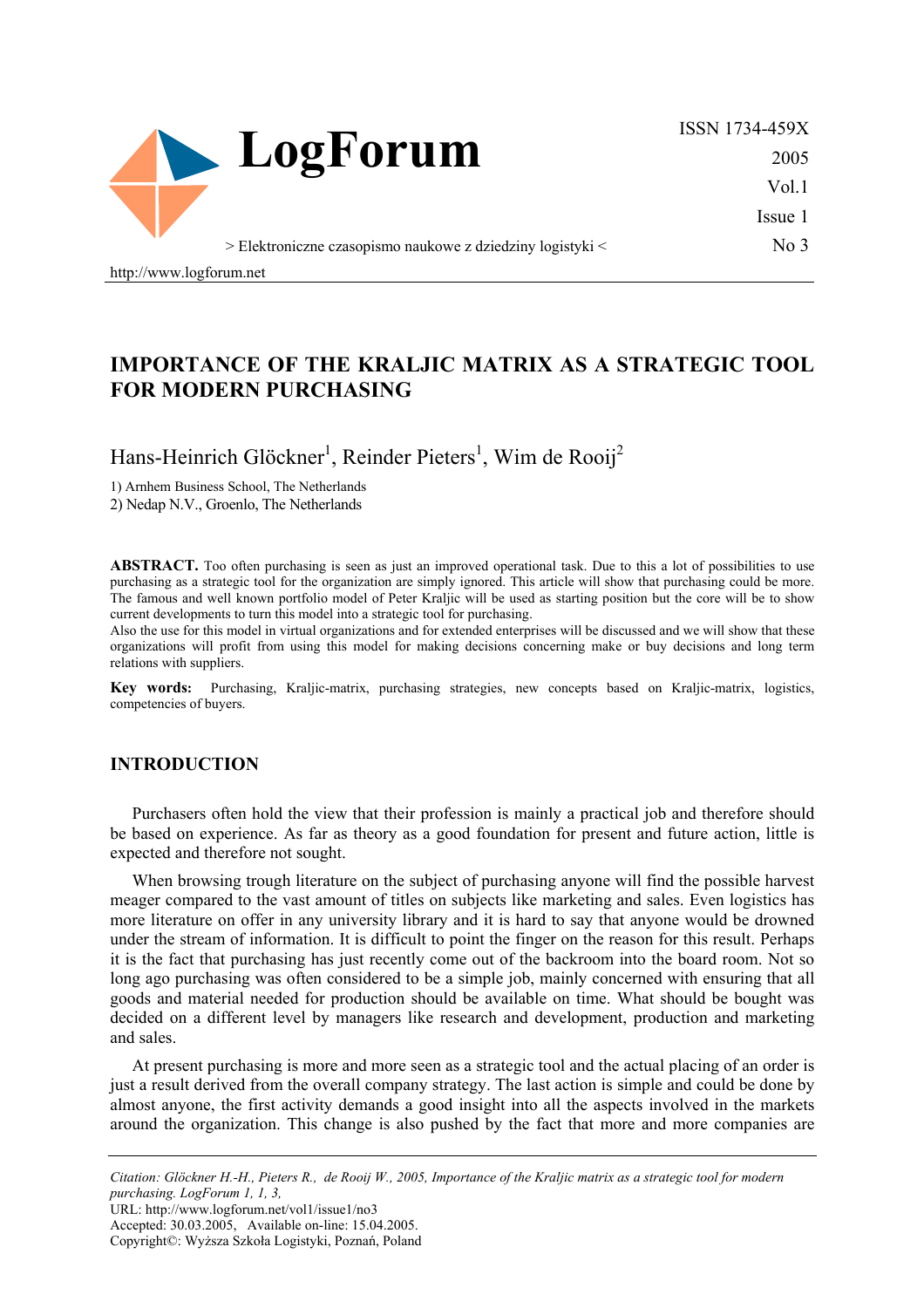LogForum

> Elektroniczne czasopismo naukowe z dziedziny logistyki <

http://www.logforum.net

ISSN 1734-459X
2005
Vol.1
Issue 1
No 3

# IMPORTANCE OF THE KRALJIC MATRIX AS A STRATEGIC TOOL FOR MODERN PURCHASING

Hans-Heinrich Glöckner[1], Reinder Pieters[1], Wim de Rooij[2]

1) Arnhem Business School, The Netherlands
2) Nedap N.V., Groenlo, The Netherlands

**ABSTRACT.** Too often purchasing is seen as just an improved operational task. Due to this a lot of possibilities to use purchasing as a strategic tool for the organization are simply ignored. This article will show that purchasing could be more. The famous and well known portfolio model of Peter Kraljic will be used as starting position but the core will be to show current developments to turn this model into a strategic tool for purchasing.
Also the use for this model in virtual organizations and for extended enterprises will be discussed and we will show that these organizations will profit from using this model for making decisions concerning make or buy decisions and long term relations with suppliers.

**Key words:** Purchasing, Kraljic-matrix, purchasing strategies, new concepts based on Kraljic-matrix, logistics, competencies of buyers.

## INTRODUCTION

Purchasers often hold the view that their profession is mainly a practical job and therefore should be based on experience. As far as theory as a good foundation for present and future action, little is expected and therefore not sought.

When browsing trough literature on the subject of purchasing anyone will find the possible harvest meager compared to the vast amount of titles on subjects like marketing and sales. Even logistics has more literature on offer in any university library and it is hard to say that anyone would be drowned under the stream of information. It is difficult to point the finger on the reason for this result. Perhaps it is the fact that purchasing has just recently come out of the backroom into the board room. Not so long ago purchasing was often considered to be a simple job, mainly concerned with ensuring that all goods and material needed for production should be available on time. What should be bought was decided on a different level by managers like research and development, production and marketing and sales.

At present purchasing is more and more seen as a strategic tool and the actual placing of an order is just a result derived from the overall company strategy. The last action is simple and could be done by almost anyone, the first activity demands a good insight into all the aspects involved in the markets around the organization. This change is also pushed by the fact that more and more companies are

*Citation: Glöckner H.-H., Pieters R., de Rooij W., 2005, Importance of the Kraljic matrix as a strategic tool for modern purchasing. LogForum 1, 1, 3,*
URL: http://www.logforum.net/vol1/issue1/no3
Accepted: 30.03.2005, Available on-line: 15.04.2005.
Copyright©: Wyższa Szkoła Logistyki, Poznań, Poland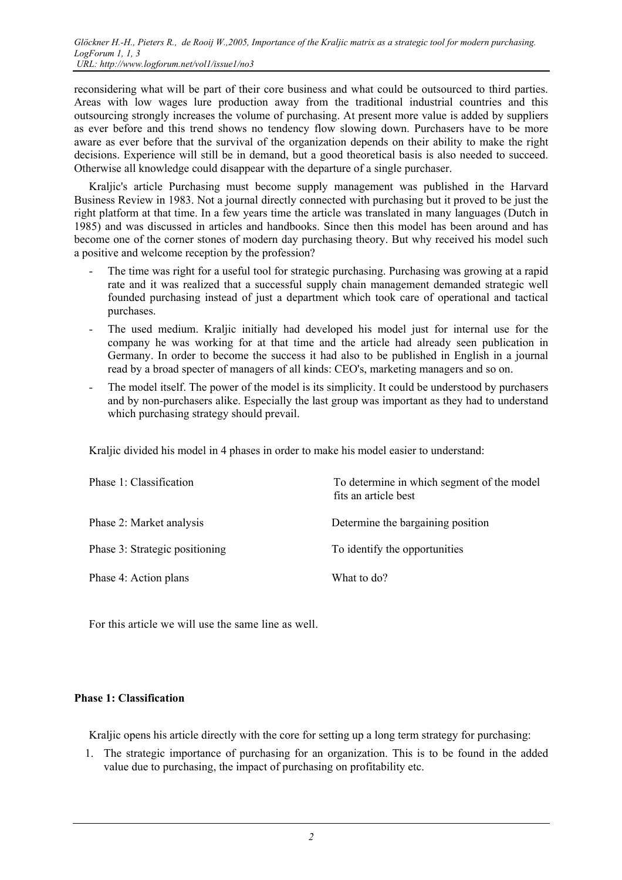reconsidering what will be part of their core business and what could be outsourced to third parties. Areas with low wages lure production away from the traditional industrial countries and this outsourcing strongly increases the volume of purchasing. At present more value is added by suppliers as ever before and this trend shows no tendency flow slowing down. Purchasers have to be more aware as ever before that the survival of the organization depends on their ability to make the right decisions. Experience will still be in demand, but a good theoretical basis is also needed to succeed. Otherwise all knowledge could disappear with the departure of a single purchaser.

Kraljic's article Purchasing must become supply management was published in the Harvard Business Review in 1983. Not a journal directly connected with purchasing but it proved to be just the right platform at that time. In a few years time the article was translated in many languages (Dutch in 1985) and was discussed in articles and handbooks. Since then this model has been around and has become one of the corner stones of modern day purchasing theory. But why received his model such a positive and welcome reception by the profession?

- The time was right for a useful tool for strategic purchasing. Purchasing was growing at a rapid rate and it was realized that a successful supply chain management demanded strategic well founded purchasing instead of just a department which took care of operational and tactical purchases.
- The used medium. Kraljic initially had developed his model just for internal use for the company he was working for at that time and the article had already seen publication in Germany. In order to become the success it had also to be published in English in a journal read by a broad specter of managers of all kinds: CEO's, marketing managers and so on.
- The model itself. The power of the model is its simplicity. It could be understood by purchasers and by non-purchasers alike. Especially the last group was important as they had to understand which purchasing strategy should prevail.

Kraljic divided his model in 4 phases in order to make his model easier to understand:

| | |
|---|---|
| Phase 1: Classification | To determine in which segment of the model fits an article best |
| Phase 2: Market analysis | Determine the bargaining position |
| Phase 3: Strategic positioning | To identify the opportunities |
| Phase 4: Action plans | What to do? |

For this article we will use the same line as well.

**Phase 1: Classification**

Kraljic opens his article directly with the core for setting up a long term strategy for purchasing:

1. The strategic importance of purchasing for an organization. This is to be found in the added value due to purchasing, the impact of purchasing on profitability etc.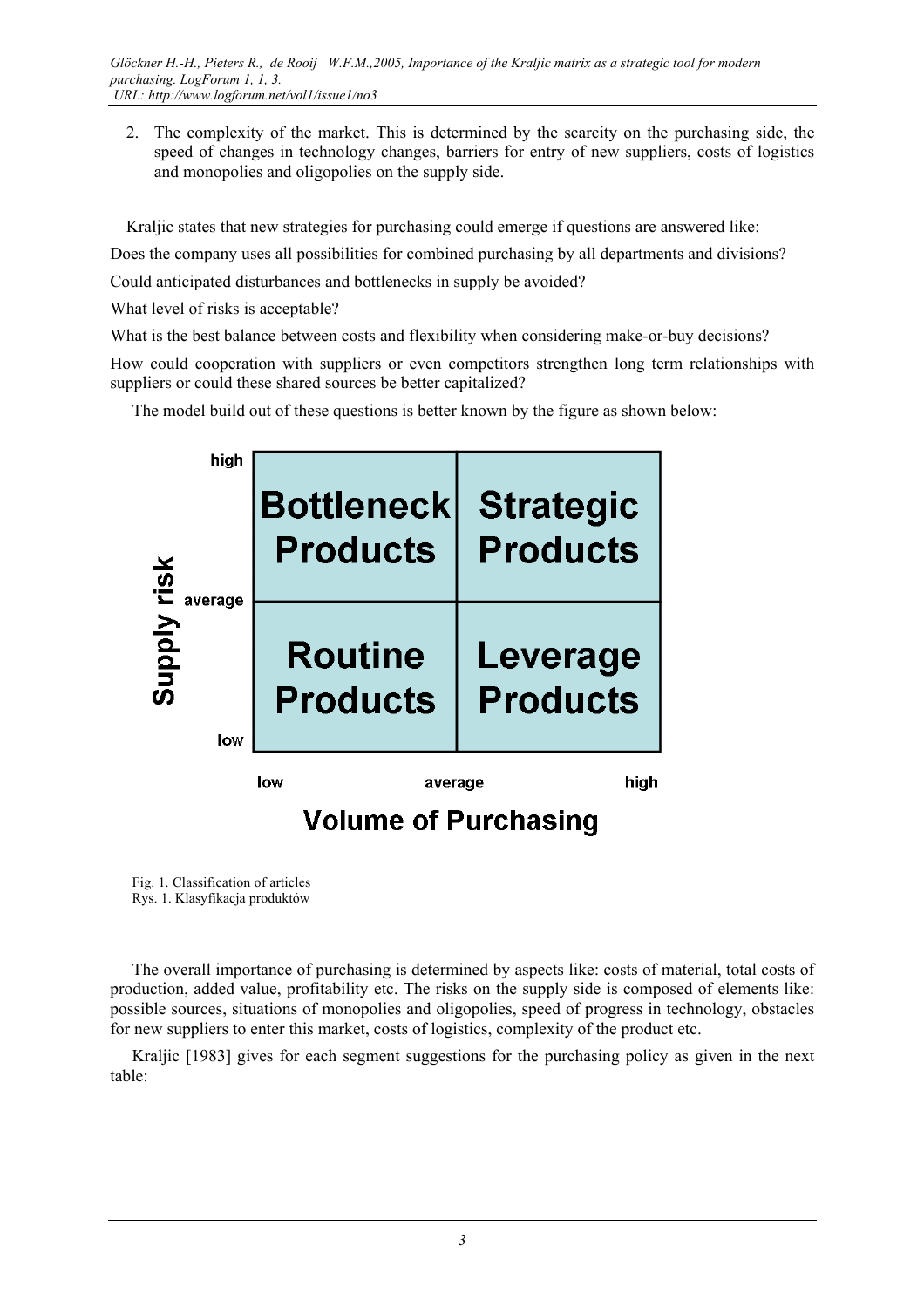2. The complexity of the market. This is determined by the scarcity on the purchasing side, the speed of changes in technology changes, barriers for entry of new suppliers, costs of logistics and monopolies and oligopolies on the supply side.

Kraljic states that new strategies for purchasing could emerge if questions are answered like:

Does the company uses all possibilities for combined purchasing by all departments and divisions?

Could anticipated disturbances and bottlenecks in supply be avoided?

What level of risks is acceptable?

What is the best balance between costs and flexibility when considering make-or-buy decisions?

How could cooperation with suppliers or even competitors strengthen long term relationships with suppliers or could these shared sources be better capitalized?

The model build out of these questions is better known by the figure as shown below:

Supply risk

high

average

low

Bottleneck Products

Strategic Products

Routine Products

Leverage Products

low

average

high

Volume of Purchasing

Fig. 1. Classification of articles
Rys. 1. Klasyfikacja produktów

The overall importance of purchasing is determined by aspects like: costs of material, total costs of production, added value, profitability etc. The risks on the supply side is composed of elements like: possible sources, situations of monopolies and oligopolies, speed of progress in technology, obstacles for new suppliers to enter this market, costs of logistics, complexity of the product etc.

Kraljic [1983] gives for each segment suggestions for the purchasing policy as given in the next table: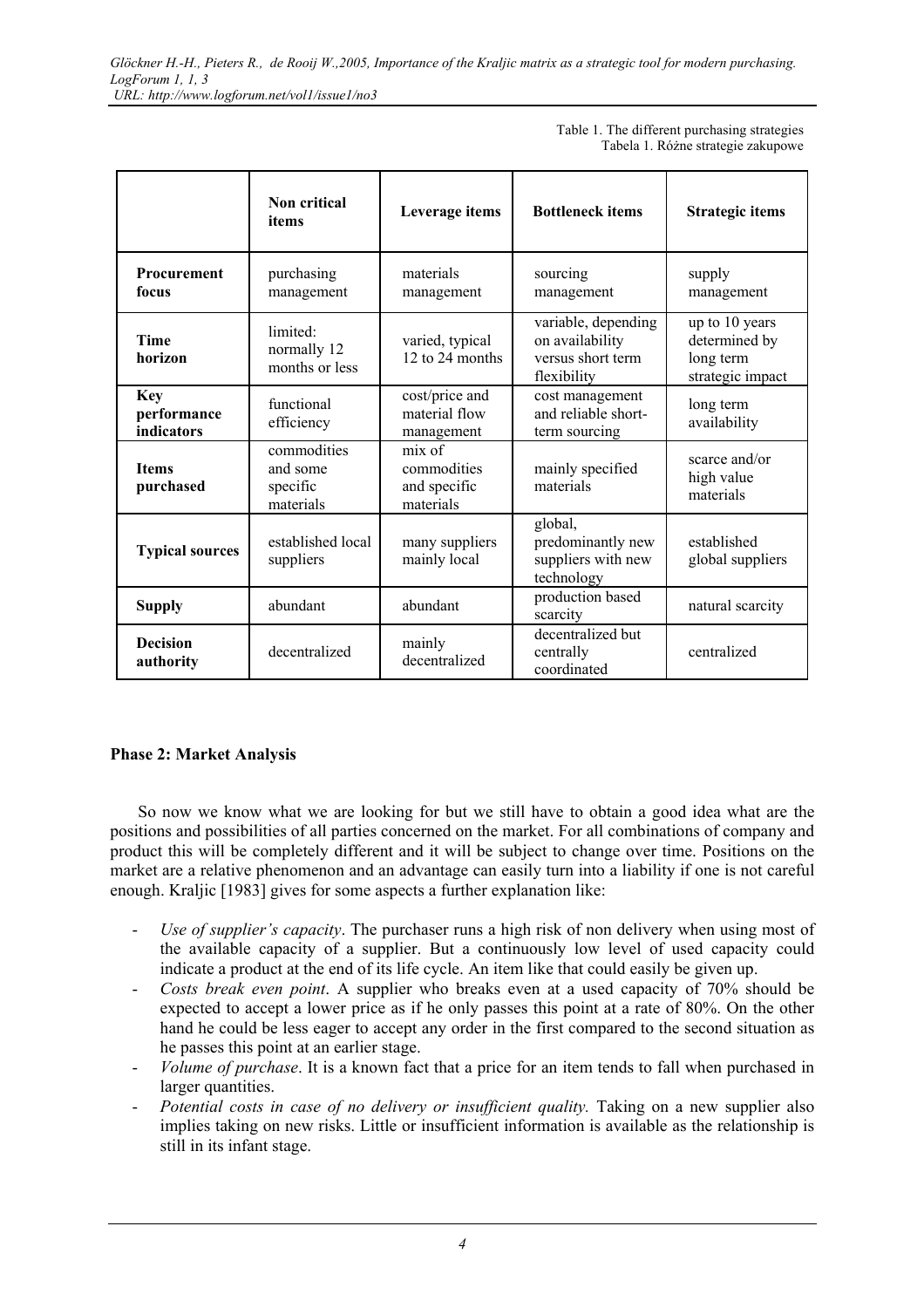Table 1. The different purchasing strategies
Tabela 1. Różne strategie zakupowe

| | Non critical items | Leverage items | Bottleneck items | Strategic items |
|---|---|---|---|---|
| **Procurement focus** | purchasing management | materials management | sourcing management | supply management |
| **Time horizon** | limited: normally 12 months or less | varied, typical 12 to 24 months | variable, depending on availability versus short term flexibility | up to 10 years determined by long term strategic impact |
| **Key performance indicators** | functional efficiency | cost/price and material flow management | cost management and reliable short-term sourcing | long term availability |
| **Items purchased** | commodities and some specific materials | mix of commodities and specific materials | mainly specified materials | scarce and/or high value materials |
| **Typical sources** | established local suppliers | many suppliers mainly local | global, predominantly new suppliers with new technology | established global suppliers |
| **Supply** | abundant | abundant | production based scarcity | natural scarcity |
| **Decision authority** | decentralized | mainly decentralized | decentralized but centrally coordinated | centralized |

### Phase 2: Market Analysis

So now we know what we are looking for but we still have to obtain a good idea what are the positions and possibilities of all parties concerned on the market. For all combinations of company and product this will be completely different and it will be subject to change over time. Positions on the market are a relative phenomenon and an advantage can easily turn into a liability if one is not careful enough. Kraljic [1983] gives for some aspects a further explanation like:

- *Use of supplier's capacity*. The purchaser runs a high risk of non delivery when using most of the available capacity of a supplier. But a continuously low level of used capacity could indicate a product at the end of its life cycle. An item like that could easily be given up.
- *Costs break even point*. A supplier who breaks even at a used capacity of 70% should be expected to accept a lower price as if he only passes this point at a rate of 80%. On the other hand he could be less eager to accept any order in the first compared to the second situation as he passes this point at an earlier stage.
- *Volume of purchase*. It is a known fact that a price for an item tends to fall when purchased in larger quantities.
- *Potential costs in case of no delivery or insufficient quality.* Taking on a new supplier also implies taking on new risks. Little or insufficient information is available as the relationship is still in its infant stage.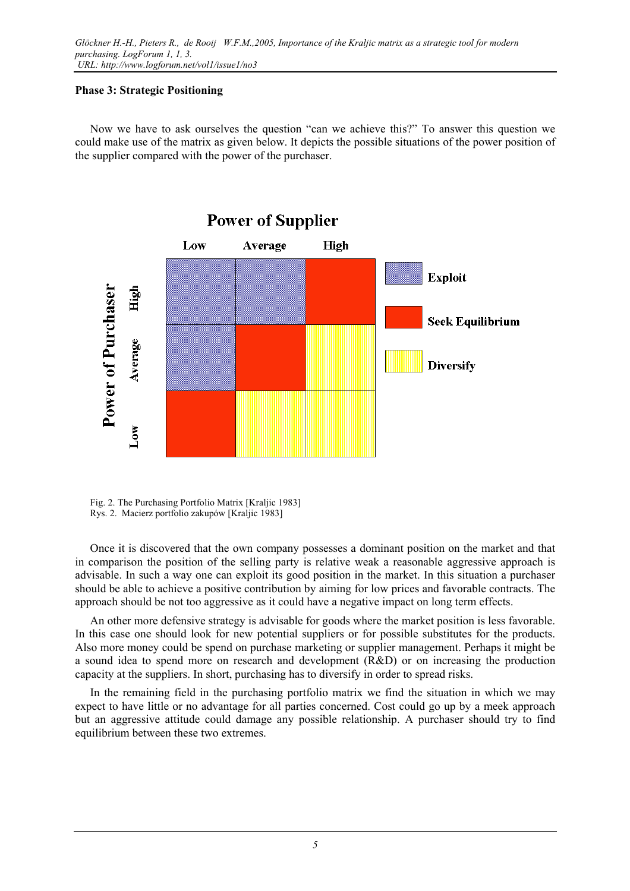### Phase 3: Strategic Positioning

Now we have to ask ourselves the question "can we achieve this?" To answer this question we could make use of the matrix as given below. It depicts the possible situations of the power position of the supplier compared with the power of the purchaser.

Power of Supplier

Low Average High

Power of Purchaser

High Average Low

Exploit

Seek Equilibrium

Diversify

Fig. 2. The Purchasing Portfolio Matrix [Kraljic 1983]
Rys. 2. Macierz portfolio zakupów [Kraljic 1983]

Once it is discovered that the own company possesses a dominant position on the market and that in comparison the position of the selling party is relative weak a reasonable aggressive approach is advisable. In such a way one can exploit its good position in the market. In this situation a purchaser should be able to achieve a positive contribution by aiming for low prices and favorable contracts. The approach should be not too aggressive as it could have a negative impact on long term effects.

An other more defensive strategy is advisable for goods where the market position is less favorable. In this case one should look for new potential suppliers or for possible substitutes for the products. Also more money could be spend on purchase marketing or supplier management. Perhaps it might be a sound idea to spend more on research and development (R&D) or on increasing the production capacity at the suppliers. In short, purchasing has to diversify in order to spread risks.

In the remaining field in the purchasing portfolio matrix we find the situation in which we may expect to have little or no advantage for all parties concerned. Cost could go up by a meek approach but an aggressive attitude could damage any possible relationship. A purchaser should try to find equilibrium between these two extremes.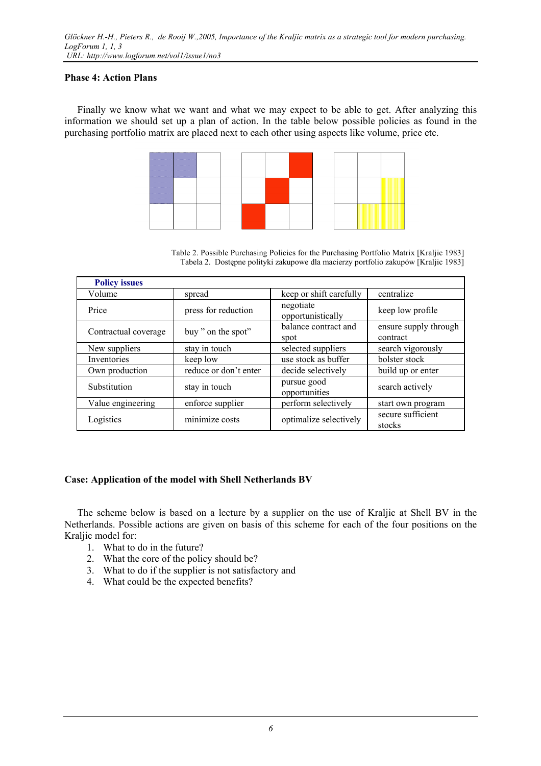### Phase 4: Action Plans

Finally we know what we want and what we may expect to be able to get. After analyzing this information we should set up a plan of action. In the table below possible policies as found in the purchasing portfolio matrix are placed next to each other using aspects like volume, price etc.

Table 2. Possible Purchasing Policies for the Purchasing Portfolio Matrix [Kraljic 1983]
Tabela 2. Dostępne polityki zakupowe dla macierzy portfolio zakupów [Kraljic 1983]

| **Policy issues** | | | |
|---|---|---|---|
| Volume | spread | keep or shift carefully | centralize |
| Price | press for reduction | negotiate opportunistically | keep low profile |
| Contractual coverage | buy " on the spot" | balance contract and spot | ensure supply through contract |
| New suppliers | stay in touch | selected suppliers | search vigorously |
| Inventories | keep low | use stock as buffer | bolster stock |
| Own production | reduce or don't enter | decide selectively | build up or enter |
| Substitution | stay in touch | pursue good opportunities | search actively |
| Value engineering | enforce supplier | perform selectively | start own program |
| Logistics | minimize costs | optimalize selectively | secure sufficient stocks |

### Case: Application of the model with Shell Netherlands BV

The scheme below is based on a lecture by a supplier on the use of Kraljic at Shell BV in the Netherlands. Possible actions are given on basis of this scheme for each of the four positions on the Kraljic model for:

1. What to do in the future?
2. What the core of the policy should be?
3. What to do if the supplier is not satisfactory and
4. What could be the expected benefits?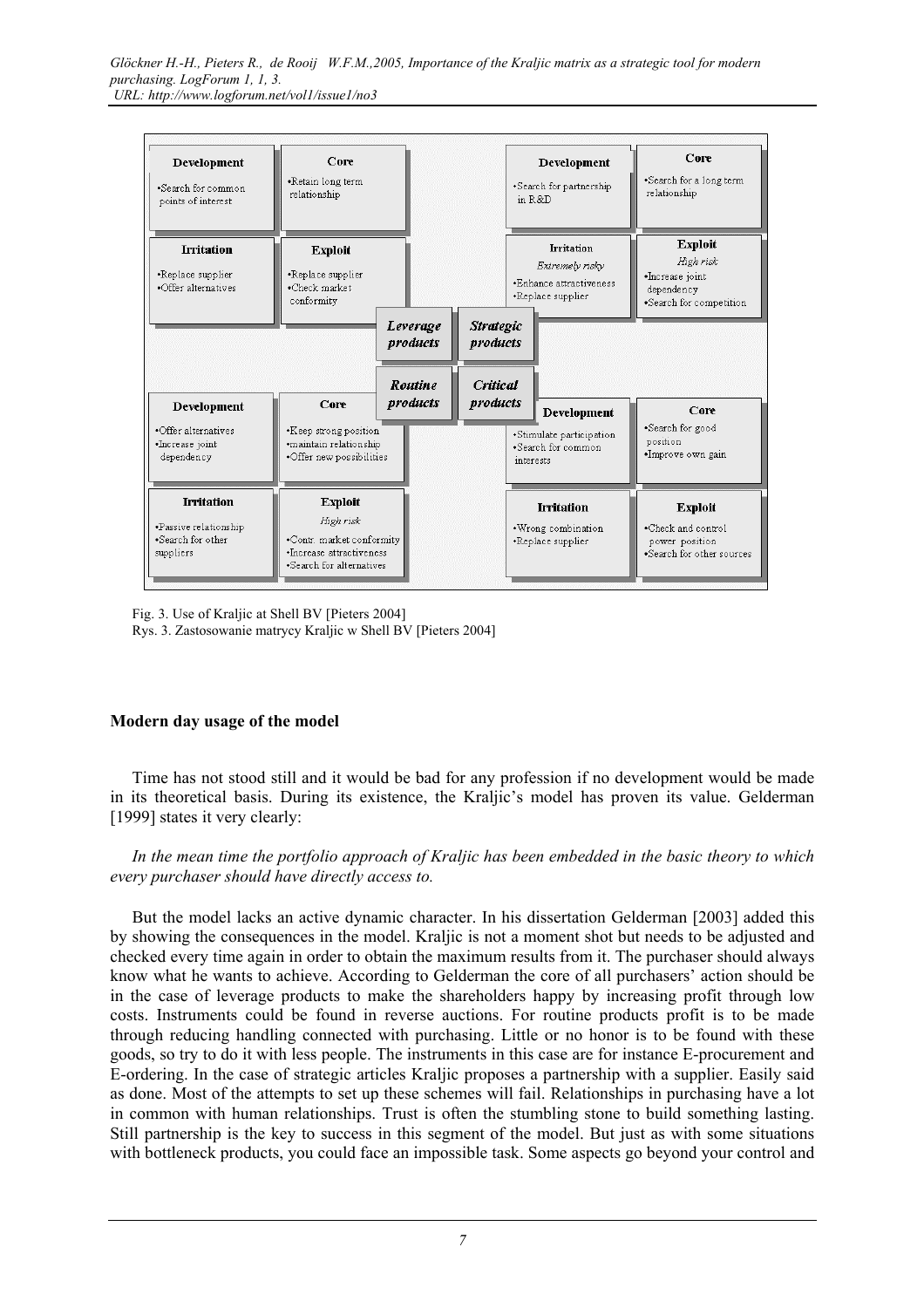Development
•Search for common points of interest

Core
•Retain long term relationship

Irritation
•Replace supplier
•Offer alternatives

Exploit
•Replace supplier
•Check market conformity

Development
•Search for partnership in R&D

Core
•Search for a long term relationship

Irritation
*Extremely risky*
•Enhance attractiveness
•Replace supplier

Exploit
*High risk*
•Increase joint dependency
•Search for competition

*Leverage products*

*Strategic products*

*Routine products*

*Critical products*

Development
•Offer alternatives
•Increase joint dependency

Core
•Keep strong position
•maintain relationship
•Offer new possibilities

Irritation
•Passive relationship
•Search for other suppliers

Exploit
*High risk*
•Contr. market conformity
•Increase attractiveness
•Search for alternatives

Development
•Stimulate participation
•Search for common interests

Core
•Search for good position
•Improve own gain

Irritation
•Wrong combination
•Replace supplier

Exploit
•Check and control power position
•Search for other sources

Fig. 3. Use of Kraljic at Shell BV [Pieters 2004]
Rys. 3. Zastosowanie matrycy Kraljic w Shell BV [Pieters 2004]

## Modern day usage of the model

Time has not stood still and it would be bad for any profession if no development would be made in its theoretical basis. During its existence, the Kraljic's model has proven its value. Gelderman [1999] states it very clearly:

*In the mean time the portfolio approach of Kraljic has been embedded in the basic theory to which every purchaser should have directly access to.*

But the model lacks an active dynamic character. In his dissertation Gelderman [2003] added this by showing the consequences in the model. Kraljic is not a moment shot but needs to be adjusted and checked every time again in order to obtain the maximum results from it. The purchaser should always know what he wants to achieve. According to Gelderman the core of all purchasers' action should be in the case of leverage products to make the shareholders happy by increasing profit through low costs. Instruments could be found in reverse auctions. For routine products profit is to be made through reducing handling connected with purchasing. Little or no honor is to be found with these goods, so try to do it with less people. The instruments in this case are for instance E-procurement and E-ordering. In the case of strategic articles Kraljic proposes a partnership with a supplier. Easily said as done. Most of the attempts to set up these schemes will fail. Relationships in purchasing have a lot in common with human relationships. Trust is often the stumbling stone to build something lasting. Still partnership is the key to success in this segment of the model. But just as with some situations with bottleneck products, you could face an impossible task. Some aspects go beyond your control and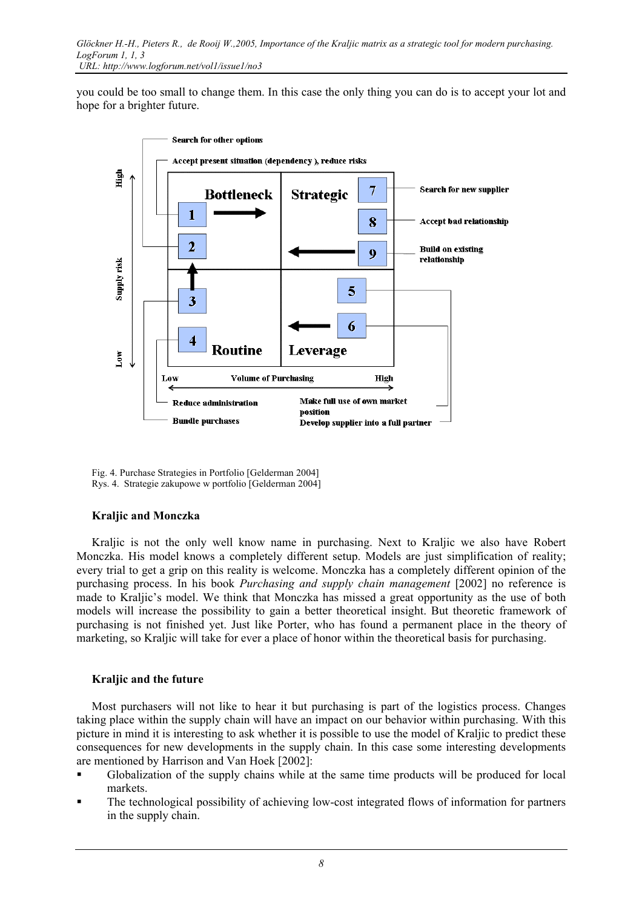you could be too small to change them. In this case the only thing you can do is to accept your lot and hope for a brighter future.

Search for other options

Accept present situation (dependency), reduce risks

High

Supply risk

Low

Bottleneck

Strategic

Routine

Leverage

1

2

3

4

5

6

7

8

9

Search for new supplier

Accept bad relationship

Build on existing relationship

Low

Volume of Purchasing

High

Reduce administration

Bundle purchases

Make full use of own market position

Develop supplier into a full partner

Fig. 4. Purchase Strategies in Portfolio [Gelderman 2004]
Rys. 4. Strategie zakupowe w portfolio [Gelderman 2004]

### Kraljic and Monczka

Kraljic is not the only well know name in purchasing. Next to Kraljic we also have Robert Monczka. His model knows a completely different setup. Models are just simplification of reality; every trial to get a grip on this reality is welcome. Monczka has a completely different opinion of the purchasing process. In his book *Purchasing and supply chain management* [2002] no reference is made to Kraljic's model. We think that Monczka has missed a great opportunity as the use of both models will increase the possibility to gain a better theoretical insight. But theoretic framework of purchasing is not finished yet. Just like Porter, who has found a permanent place in the theory of marketing, so Kraljic will take for ever a place of honor within the theoretical basis for purchasing.

### Kraljic and the future

Most purchasers will not like to hear it but purchasing is part of the logistics process. Changes taking place within the supply chain will have an impact on our behavior within purchasing. With this picture in mind it is interesting to ask whether it is possible to use the model of Kraljic to predict these consequences for new developments in the supply chain. In this case some interesting developments are mentioned by Harrison and Van Hoek [2002]:

- Globalization of the supply chains while at the same time products will be produced for local markets.
- The technological possibility of achieving low-cost integrated flows of information for partners in the supply chain.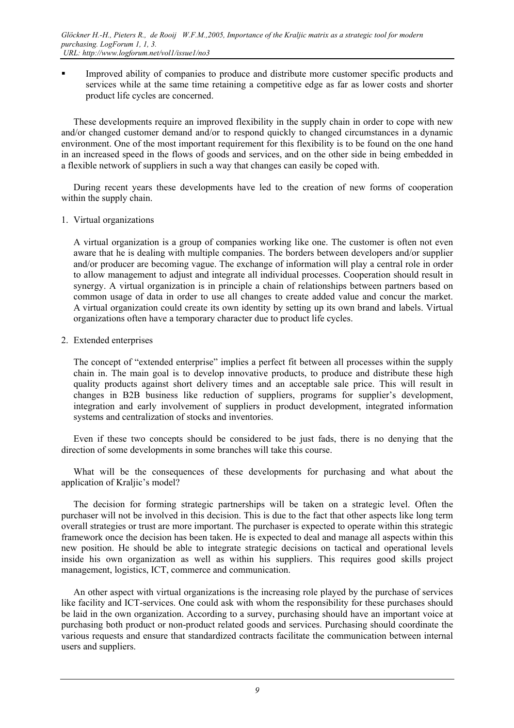- Improved ability of companies to produce and distribute more customer specific products and services while at the same time retaining a competitive edge as far as lower costs and shorter product life cycles are concerned.

These developments require an improved flexibility in the supply chain in order to cope with new and/or changed customer demand and/or to respond quickly to changed circumstances in a dynamic environment. One of the most important requirement for this flexibility is to be found on the one hand in an increased speed in the flows of goods and services, and on the other side in being embedded in a flexible network of suppliers in such a way that changes can easily be coped with.

During recent years these developments have led to the creation of new forms of cooperation within the supply chain.

1. Virtual organizations

   A virtual organization is a group of companies working like one. The customer is often not even aware that he is dealing with multiple companies. The borders between developers and/or supplier and/or producer are becoming vague. The exchange of information will play a central role in order to allow management to adjust and integrate all individual processes. Cooperation should result in synergy. A virtual organization is in principle a chain of relationships between partners based on common usage of data in order to use all changes to create added value and concur the market. A virtual organization could create its own identity by setting up its own brand and labels. Virtual organizations often have a temporary character due to product life cycles.

2. Extended enterprises

   The concept of "extended enterprise" implies a perfect fit between all processes within the supply chain in. The main goal is to develop innovative products, to produce and distribute these high quality products against short delivery times and an acceptable sale price. This will result in changes in B2B business like reduction of suppliers, programs for supplier's development, integration and early involvement of suppliers in product development, integrated information systems and centralization of stocks and inventories.

Even if these two concepts should be considered to be just fads, there is no denying that the direction of some developments in some branches will take this course.

What will be the consequences of these developments for purchasing and what about the application of Kraljic's model?

The decision for forming strategic partnerships will be taken on a strategic level. Often the purchaser will not be involved in this decision. This is due to the fact that other aspects like long term overall strategies or trust are more important. The purchaser is expected to operate within this strategic framework once the decision has been taken. He is expected to deal and manage all aspects within this new position. He should be able to integrate strategic decisions on tactical and operational levels inside his own organization as well as within his suppliers. This requires good skills project management, logistics, ICT, commerce and communication.

An other aspect with virtual organizations is the increasing role played by the purchase of services like facility and ICT-services. One could ask with whom the responsibility for these purchases should be laid in the own organization. According to a survey, purchasing should have an important voice at purchasing both product or non-product related goods and services. Purchasing should coordinate the various requests and ensure that standardized contracts facilitate the communication between internal users and suppliers.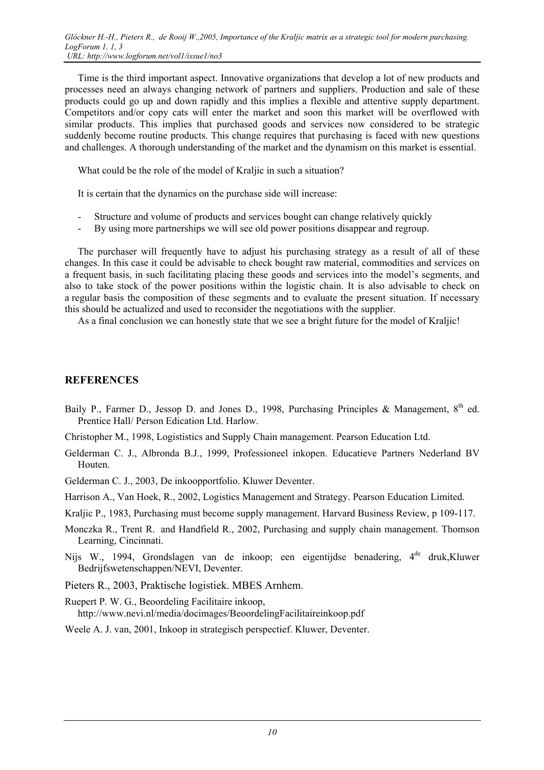Time is the third important aspect. Innovative organizations that develop a lot of new products and processes need an always changing network of partners and suppliers. Production and sale of these products could go up and down rapidly and this implies a flexible and attentive supply department. Competitors and/or copy cats will enter the market and soon this market will be overflowed with similar products. This implies that purchased goods and services now considered to be strategic suddenly become routine products. This change requires that purchasing is faced with new questions and challenges. A thorough understanding of the market and the dynamism on this market is essential.

What could be the role of the model of Kraljic in such a situation?

It is certain that the dynamics on the purchase side will increase:

- Structure and volume of products and services bought can change relatively quickly
- By using more partnerships we will see old power positions disappear and regroup.

The purchaser will frequently have to adjust his purchasing strategy as a result of all of these changes. In this case it could be advisable to check bought raw material, commodities and services on a frequent basis, in such facilitating placing these goods and services into the model's segments, and also to take stock of the power positions within the logistic chain. It is also advisable to check on a regular basis the composition of these segments and to evaluate the present situation. If necessary this should be actualized and used to reconsider the negotiations with the supplier.

As a final conclusion we can honestly state that we see a bright future for the model of Kraljic!

## REFERENCES

Baily P., Farmer D., Jessop D. and Jones D., 1998, Purchasing Principles & Management, 8th ed. Prentice Hall/ Person Edication Ltd. Harlow.

Christopher M., 1998, Logististics and Supply Chain management. Pearson Education Ltd.

Gelderman C. J., Albronda B.J., 1999, Professioneel inkopen. Educatieve Partners Nederland BV Houten.

Gelderman C. J., 2003, De inkoopportfolio. Kluwer Deventer.

Harrison A., Van Hoek, R., 2002, Logistics Management and Strategy. Pearson Education Limited.

Kraljic P., 1983, Purchasing must become supply management. Harvard Business Review, p 109-117.

Monczka R., Trent R. and Handfield R., 2002, Purchasing and supply chain management. Thomson Learning, Cincinnati.

Nijs W., 1994, Grondslagen van de inkoop; een eigentijdse benadering, 4de druk,Kluwer Bedrijfswetenschappen/NEVI, Deventer.

Pieters R., 2003, Praktische logistiek. MBES Arnhem.

Ruepert P. W. G., Beoordeling Facilitaire inkoop, http://www.nevi.nl/media/docimages/BeoordelingFacilitaireinkoop.pdf

Weele A. J. van, 2001, Inkoop in strategisch perspectief. Kluwer, Deventer.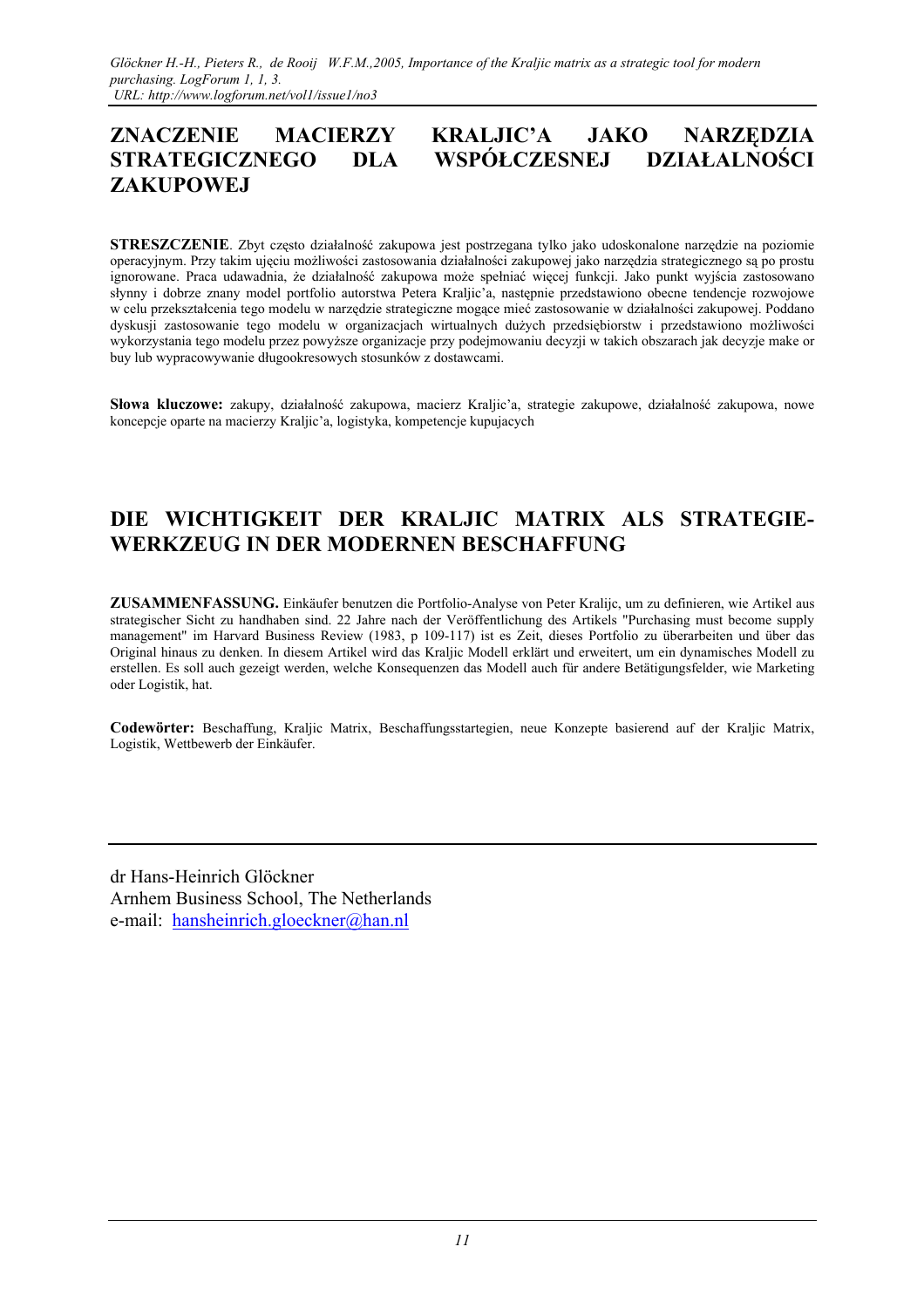# ZNACZENIE MACIERZY KRALJIC'A JAKO NARZĘDZIA STRATEGICZNEGO DLA WSPÓŁCZESNEJ DZIAŁALNOŚCI ZAKUPOWEJ

**STRESZCZENIE**. Zbyt często działalność zakupowa jest postrzegana tylko jako udoskonalone narzędzie na poziomie operacyjnym. Przy takim ujęciu możliwości zastosowania działalności zakupowej jako narzędzia strategicznego są po prostu ignorowane. Praca udawadnia, że działalność zakupowa może spełniać więcej funkcji. Jako punkt wyjścia zastosowano słynny i dobrze znany model portfolio autorstwa Petera Kraljic'a, następnie przedstawiono obecne tendencje rozwojowe w celu przekształcenia tego modelu w narzędzie strategiczne mogące mieć zastosowanie w działalności zakupowej. Poddano dyskusji zastosowanie tego modelu w organizacjach wirtualnych dużych przedsiębiorstw i przedstawiono możliwości wykorzystania tego modelu przez powyższe organizacje przy podejmowaniu decyzji w takich obszarach jak decyzje make or buy lub wypracowywanie długookresowych stosunków z dostawcami.

**Słowa kluczowe:** zakupy, działalność zakupowa, macierz Kraljic'a, strategie zakupowe, działalność zakupowa, nowe koncepcje oparte na macierzy Kraljic'a, logistyka, kompetencje kupujacych

# DIE WICHTIGKEIT DER KRALJIC MATRIX ALS STRATEGIE-WERKZEUG IN DER MODERNEN BESCHAFFUNG

**ZUSAMMENFASSUNG.** Einkäufer benutzen die Portfolio-Analyse von Peter Kraljic, um zu definieren, wie Artikel aus strategischer Sicht zu handhaben sind. 22 Jahre nach der Veröffentlichung des Artikels "Purchasing must become supply management" im Harvard Business Review (1983, p 109-117) ist es Zeit, dieses Portfolio zu überarbeiten und über das Original hinaus zu denken. In diesem Artikel wird das Kraljic Modell erklärt und erweitert, um ein dynamisches Modell zu erstellen. Es soll auch gezeigt werden, welche Konsequenzen das Modell auch für andere Betätigungsfelder, wie Marketing oder Logistik, hat.

**Codewörter:** Beschaffung, Kraljic Matrix, Beschaffungsstartegien, neue Konzepte basierend auf der Kraljic Matrix, Logistik, Wettbewerb der Einkäufer.

---

dr Hans-Heinrich Glöckner
Arnhem Business School, The Netherlands
e-mail: hansheinrich.gloeckner@han.nl